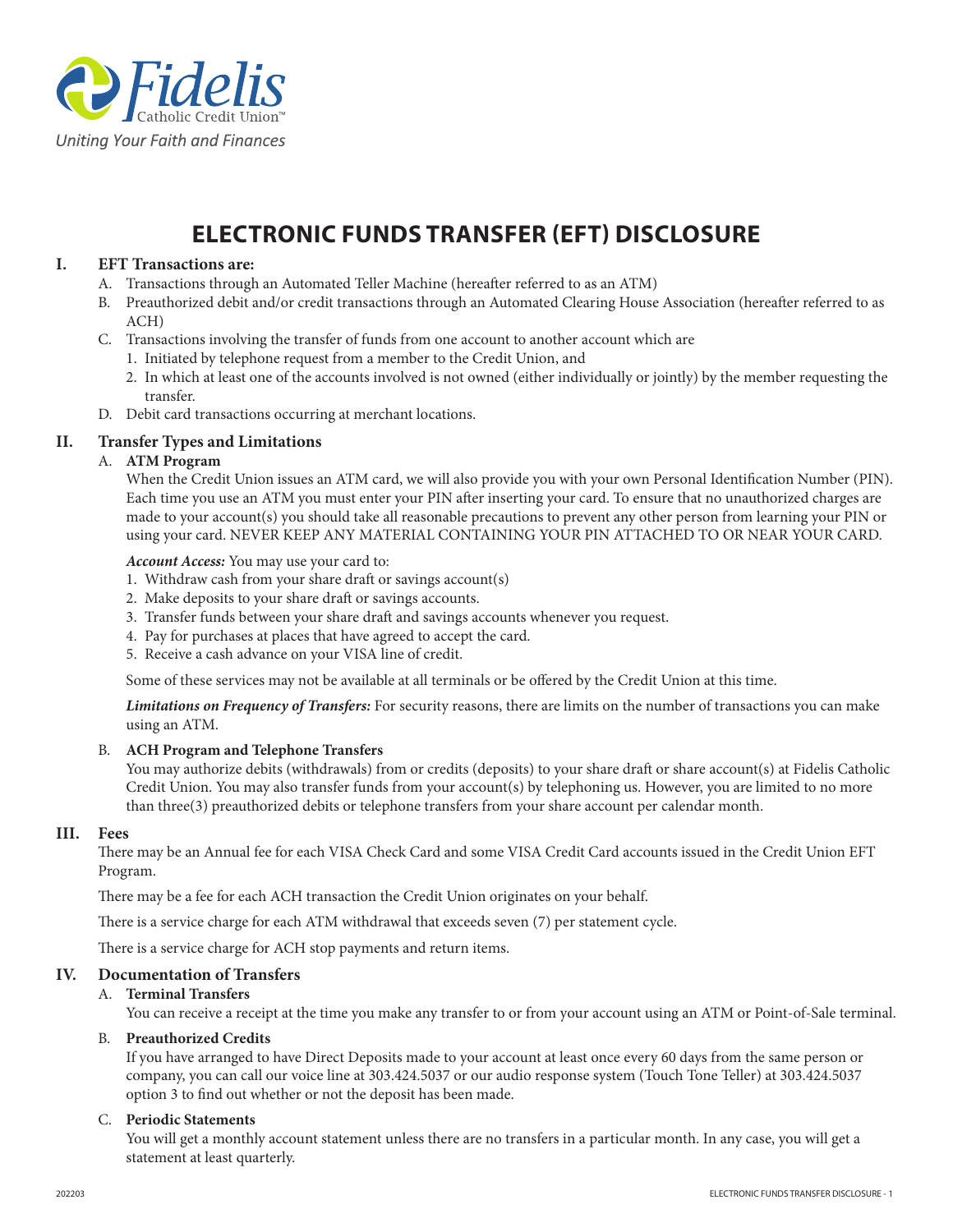Fidelis Catholic Credit Union™

*Uniting Your Faith and Finances*

# ELECTRONIC FUNDS TRANSFER (EFT) DISCLOSURE

## I. EFT Transactions are:

A. Transactions through an Automated Teller Machine (hereafter referred to as an ATM)

B. Preauthorized debit and/or credit transactions through an Automated Clearing House Association (hereafter referred to as ACH)

C. Transactions involving the transfer of funds from one account to another account which are

1. Initiated by telephone request from a member to the Credit Union, and
2. In which at least one of the accounts involved is not owned (either individually or jointly) by the member requesting the transfer.

D. Debit card transactions occurring at merchant locations.

## II. Transfer Types and Limitations

### A. ATM Program

When the Credit Union issues an ATM card, we will also provide you with your own Personal Identification Number (PIN). Each time you use an ATM you must enter your PIN after inserting your card. To ensure that no unauthorized charges are made to your account(s) you should take all reasonable precautions to prevent any other person from learning your PIN or using your card. NEVER KEEP ANY MATERIAL CONTAINING YOUR PIN ATTACHED TO OR NEAR YOUR CARD.

***Account Access:*** You may use your card to:

1. Withdraw cash from your share draft or savings account(s)
2. Make deposits to your share draft or savings accounts.
3. Transfer funds between your share draft and savings accounts whenever you request.
4. Pay for purchases at places that have agreed to accept the card.
5. Receive a cash advance on your VISA line of credit.

Some of these services may not be available at all terminals or be offered by the Credit Union at this time.

***Limitations on Frequency of Transfers:*** For security reasons, there are limits on the number of transactions you can make using an ATM.

### B. ACH Program and Telephone Transfers

You may authorize debits (withdrawals) from or credits (deposits) to your share draft or share account(s) at Fidelis Catholic Credit Union. You may also transfer funds from your account(s) by telephoning us. However, you are limited to no more than three(3) preauthorized debits or telephone transfers from your share account per calendar month.

## III. Fees

There may be an Annual fee for each VISA Check Card and some VISA Credit Card accounts issued in the Credit Union EFT Program.

There may be a fee for each ACH transaction the Credit Union originates on your behalf.

There is a service charge for each ATM withdrawal that exceeds seven (7) per statement cycle.

There is a service charge for ACH stop payments and return items.

## IV. Documentation of Transfers

### A. Terminal Transfers

You can receive a receipt at the time you make any transfer to or from your account using an ATM or Point-of-Sale terminal.

### B. Preauthorized Credits

If you have arranged to have Direct Deposits made to your account at least once every 60 days from the same person or company, you can call our voice line at 303.424.5037 or our audio response system (Touch Tone Teller) at 303.424.5037 option 3 to find out whether or not the deposit has been made.

### C. Periodic Statements

You will get a monthly account statement unless there are no transfers in a particular month. In any case, you will get a statement at least quarterly.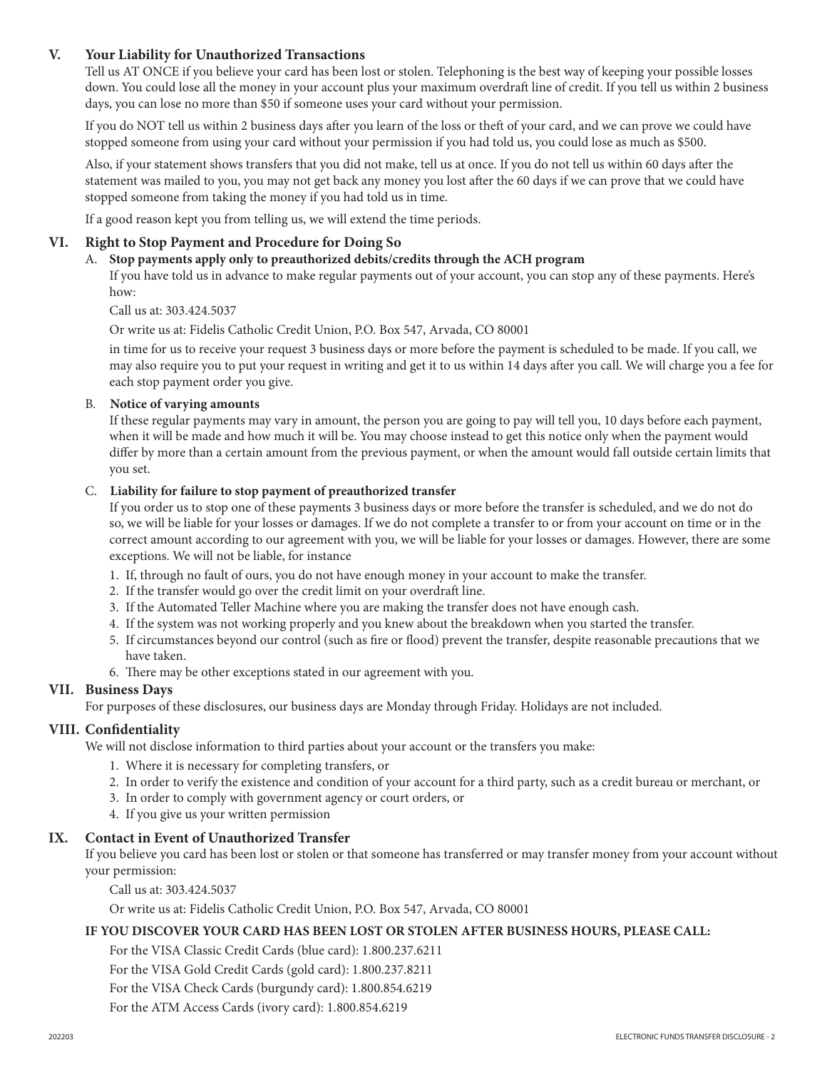## V. Your Liability for Unauthorized Transactions

Tell us AT ONCE if you believe your card has been lost or stolen. Telephoning is the best way of keeping your possible losses down. You could lose all the money in your account plus your maximum overdraft line of credit. If you tell us within 2 business days, you can lose no more than $50 if someone uses your card without your permission.

If you do NOT tell us within 2 business days after you learn of the loss or theft of your card, and we can prove we could have stopped someone from using your card without your permission if you had told us, you could lose as much as $500.

Also, if your statement shows transfers that you did not make, tell us at once. If you do not tell us within 60 days after the statement was mailed to you, you may not get back any money you lost after the 60 days if we can prove that we could have stopped someone from taking the money if you had told us in time.

If a good reason kept you from telling us, we will extend the time periods.

## VI. Right to Stop Payment and Procedure for Doing So

### A. Stop payments apply only to preauthorized debits/credits through the ACH program

If you have told us in advance to make regular payments out of your account, you can stop any of these payments. Here's how:

Call us at: 303.424.5037

Or write us at: Fidelis Catholic Credit Union, P.O. Box 547, Arvada, CO 80001

in time for us to receive your request 3 business days or more before the payment is scheduled to be made. If you call, we may also require you to put your request in writing and get it to us within 14 days after you call. We will charge you a fee for each stop payment order you give.

### B. Notice of varying amounts

If these regular payments may vary in amount, the person you are going to pay will tell you, 10 days before each payment, when it will be made and how much it will be. You may choose instead to get this notice only when the payment would differ by more than a certain amount from the previous payment, or when the amount would fall outside certain limits that you set.

### C. Liability for failure to stop payment of preauthorized transfer

If you order us to stop one of these payments 3 business days or more before the transfer is scheduled, and we do not do so, we will be liable for your losses or damages. If we do not complete a transfer to or from your account on time or in the correct amount according to our agreement with you, we will be liable for your losses or damages. However, there are some exceptions. We will not be liable, for instance

1. If, through no fault of ours, you do not have enough money in your account to make the transfer.
2. If the transfer would go over the credit limit on your overdraft line.
3. If the Automated Teller Machine where you are making the transfer does not have enough cash.
4. If the system was not working properly and you knew about the breakdown when you started the transfer.
5. If circumstances beyond our control (such as fire or flood) prevent the transfer, despite reasonable precautions that we have taken.
6. There may be other exceptions stated in our agreement with you.

## VII. Business Days

For purposes of these disclosures, our business days are Monday through Friday. Holidays are not included.

## VIII. Confidentiality

We will not disclose information to third parties about your account or the transfers you make:

1. Where it is necessary for completing transfers, or
2. In order to verify the existence and condition of your account for a third party, such as a credit bureau or merchant, or
3. In order to comply with government agency or court orders, or
4. If you give us your written permission

## IX. Contact in Event of Unauthorized Transfer

If you believe you card has been lost or stolen or that someone has transferred or may transfer money from your account without your permission:

Call us at: 303.424.5037

Or write us at: Fidelis Catholic Credit Union, P.O. Box 547, Arvada, CO 80001

**IF YOU DISCOVER YOUR CARD HAS BEEN LOST OR STOLEN AFTER BUSINESS HOURS, PLEASE CALL:**

For the VISA Classic Credit Cards (blue card): 1.800.237.6211

For the VISA Gold Credit Cards (gold card): 1.800.237.8211

For the VISA Check Cards (burgundy card): 1.800.854.6219

For the ATM Access Cards (ivory card): 1.800.854.6219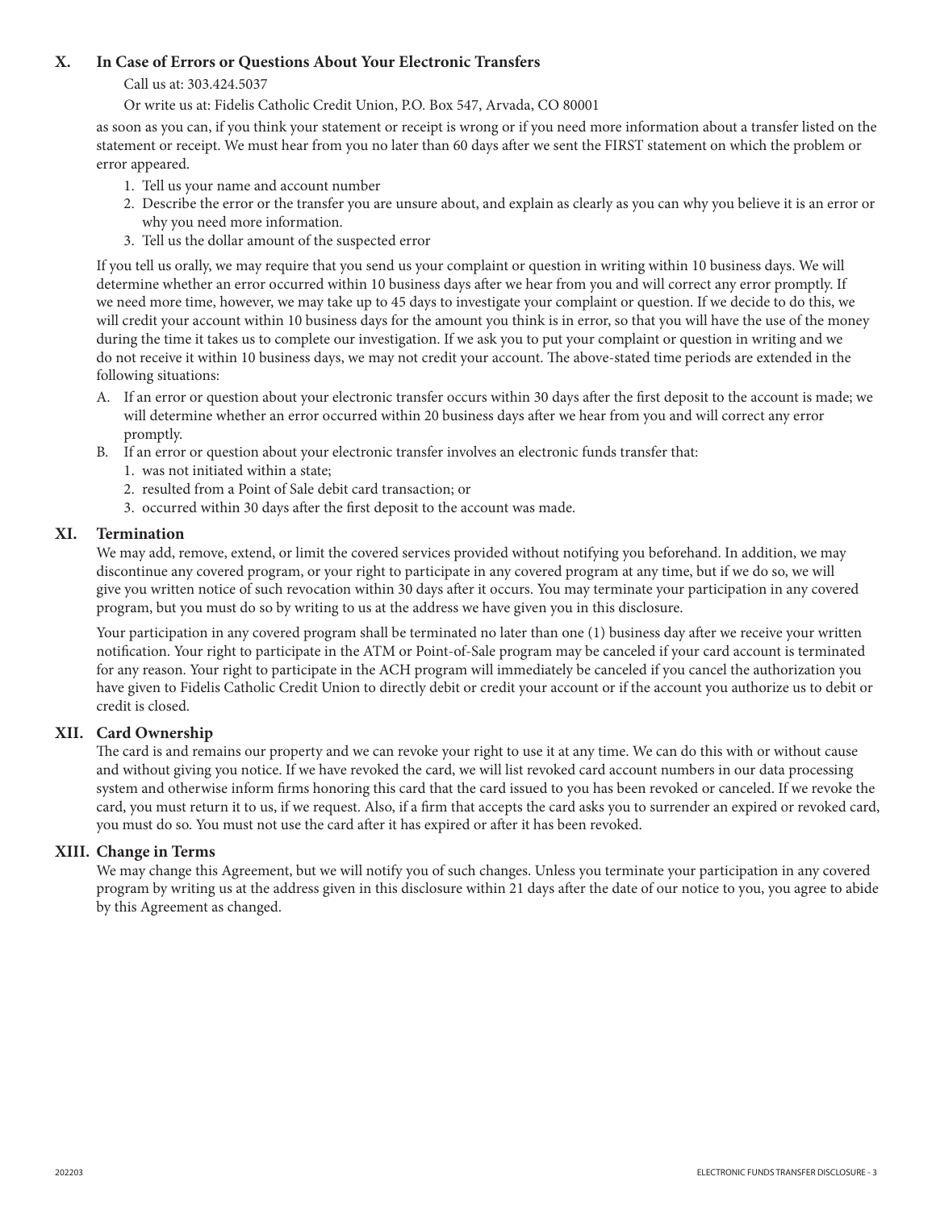## X. In Case of Errors or Questions About Your Electronic Transfers

Call us at: 303.424.5037

Or write us at: Fidelis Catholic Credit Union, P.O. Box 547, Arvada, CO 80001

as soon as you can, if you think your statement or receipt is wrong or if you need more information about a transfer listed on the statement or receipt. We must hear from you no later than 60 days after we sent the FIRST statement on which the problem or error appeared.

1. Tell us your name and account number
2. Describe the error or the transfer you are unsure about, and explain as clearly as you can why you believe it is an error or why you need more information.
3. Tell us the dollar amount of the suspected error

If you tell us orally, we may require that you send us your complaint or question in writing within 10 business days. We will determine whether an error occurred within 10 business days after we hear from you and will correct any error promptly. If we need more time, however, we may take up to 45 days to investigate your complaint or question. If we decide to do this, we will credit your account within 10 business days for the amount you think is in error, so that you will have the use of the money during the time it takes us to complete our investigation. If we ask you to put your complaint or question in writing and we do not receive it within 10 business days, we may not credit your account. The above-stated time periods are extended in the following situations:

A. If an error or question about your electronic transfer occurs within 30 days after the first deposit to the account is made; we will determine whether an error occurred within 20 business days after we hear from you and will correct any error promptly.

B. If an error or question about your electronic transfer involves an electronic funds transfer that:
   1. was not initiated within a state;
   2. resulted from a Point of Sale debit card transaction; or
   3. occurred within 30 days after the first deposit to the account was made.

## XI. Termination

We may add, remove, extend, or limit the covered services provided without notifying you beforehand. In addition, we may discontinue any covered program, or your right to participate in any covered program at any time, but if we do so, we will give you written notice of such revocation within 30 days after it occurs. You may terminate your participation in any covered program, but you must do so by writing to us at the address we have given you in this disclosure.

Your participation in any covered program shall be terminated no later than one (1) business day after we receive your written notification. Your right to participate in the ATM or Point-of-Sale program may be canceled if your card account is terminated for any reason. Your right to participate in the ACH program will immediately be canceled if you cancel the authorization you have given to Fidelis Catholic Credit Union to directly debit or credit your account or if the account you authorize us to debit or credit is closed.

## XII. Card Ownership

The card is and remains our property and we can revoke your right to use it at any time. We can do this with or without cause and without giving you notice. If we have revoked the card, we will list revoked card account numbers in our data processing system and otherwise inform firms honoring this card that the card issued to you has been revoked or canceled. If we revoke the card, you must return it to us, if we request. Also, if a firm that accepts the card asks you to surrender an expired or revoked card, you must do so. You must not use the card after it has expired or after it has been revoked.

## XIII. Change in Terms

We may change this Agreement, but we will notify you of such changes. Unless you terminate your participation in any covered program by writing us at the address given in this disclosure within 21 days after the date of our notice to you, you agree to abide by this Agreement as changed.